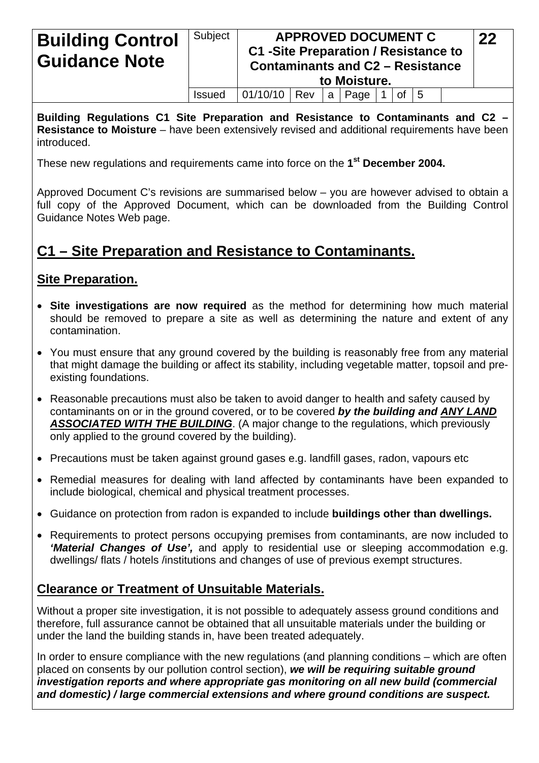| Building Control Guidance Note | Subject | APPROVED DOCUMENT C C1 -Site Preparation / Resistance to Contaminants and C2 – Resistance to Moisture. | 22 |
|---|---|---|---|
| | Issued | 01/10/10 Rev a | |

**Building Regulations C1 Site Preparation and Resistance to Contaminants and C2 – Resistance to Moisture** – have been extensively revised and additional requirements have been introduced.

These new regulations and requirements came into force on the **1st December 2004.**

Approved Document C's revisions are summarised below – you are however advised to obtain a full copy of the Approved Document, which can be downloaded from the Building Control Guidance Notes Web page.

## C1 – Site Preparation and Resistance to Contaminants.

### Site Preparation.

- **Site investigations are now required** as the method for determining how much material should be removed to prepare a site as well as determining the nature and extent of any contamination.
- You must ensure that any ground covered by the building is reasonably free from any material that might damage the building or affect its stability, including vegetable matter, topsoil and pre-existing foundations.
- Reasonable precautions must also be taken to avoid danger to health and safety caused by contaminants on or in the ground covered, or to be covered ***by the building and ANY LAND ASSOCIATED WITH THE BUILDING***. (A major change to the regulations, which previously only applied to the ground covered by the building).
- Precautions must be taken against ground gases e.g. landfill gases, radon, vapours etc
- Remedial measures for dealing with land affected by contaminants have been expanded to include biological, chemical and physical treatment processes.
- Guidance on protection from radon is expanded to include **buildings other than dwellings.**
- Requirements to protect persons occupying premises from contaminants, are now included to ***'Material Changes of Use',*** and apply to residential use or sleeping accommodation e.g. dwellings/ flats / hotels /institutions and changes of use of previous exempt structures.

### Clearance or Treatment of Unsuitable Materials.

Without a proper site investigation, it is not possible to adequately assess ground conditions and therefore, full assurance cannot be obtained that all unsuitable materials under the building or under the land the building stands in, have been treated adequately.

In order to ensure compliance with the new regulations (and planning conditions – which are often placed on consents by our pollution control section), ***we will be requiring suitable ground investigation reports and where appropriate gas monitoring on all new build (commercial and domestic) / large commercial extensions and where ground conditions are suspect.***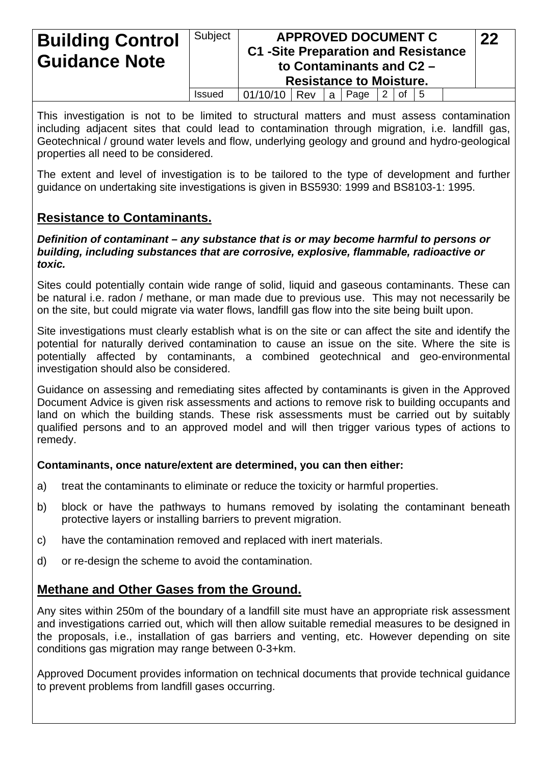This investigation is not to be limited to structural matters and must assess contamination including adjacent sites that could lead to contamination through migration, i.e. landfill gas, Geotechnical / ground water levels and flow, underlying geology and ground and hydro-geological properties all need to be considered.

The extent and level of investigation is to be tailored to the type of development and further guidance on undertaking site investigations is given in BS5930: 1999 and BS8103-1: 1995.

## Resistance to Contaminants.

***Definition of contaminant – any substance that is or may become harmful to persons or building, including substances that are corrosive, explosive, flammable, radioactive or toxic.***

Sites could potentially contain wide range of solid, liquid and gaseous contaminants. These can be natural i.e. radon / methane, or man made due to previous use. This may not necessarily be on the site, but could migrate via water flows, landfill gas flow into the site being built upon.

Site investigations must clearly establish what is on the site or can affect the site and identify the potential for naturally derived contamination to cause an issue on the site. Where the site is potentially affected by contaminants, a combined geotechnical and geo-environmental investigation should also be considered.

Guidance on assessing and remediating sites affected by contaminants is given in the Approved Document Advice is given risk assessments and actions to remove risk to building occupants and land on which the building stands. These risk assessments must be carried out by suitably qualified persons and to an approved model and will then trigger various types of actions to remedy.

**Contaminants, once nature/extent are determined, you can then either:**

a) treat the contaminants to eliminate or reduce the toxicity or harmful properties.

b) block or have the pathways to humans removed by isolating the contaminant beneath protective layers or installing barriers to prevent migration.

c) have the contamination removed and replaced with inert materials.

d) or re-design the scheme to avoid the contamination.

## Methane and Other Gases from the Ground.

Any sites within 250m of the boundary of a landfill site must have an appropriate risk assessment and investigations carried out, which will then allow suitable remedial measures to be designed in the proposals, i.e., installation of gas barriers and venting, etc. However depending on site conditions gas migration may range between 0-3+km.

Approved Document provides information on technical documents that provide technical guidance to prevent problems from landfill gases occurring.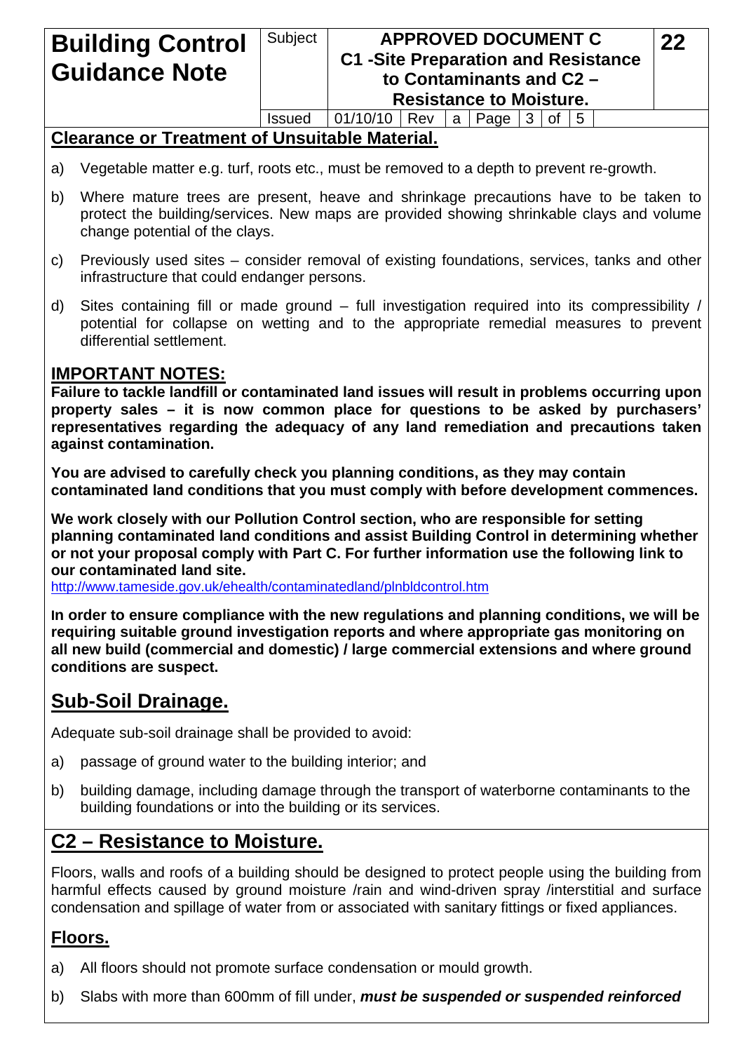## Clearance or Treatment of Unsuitable Material.

a) Vegetable matter e.g. turf, roots etc., must be removed to a depth to prevent re-growth.

b) Where mature trees are present, heave and shrinkage precautions have to be taken to protect the building/services. New maps are provided showing shrinkable clays and volume change potential of the clays.

c) Previously used sites – consider removal of existing foundations, services, tanks and other infrastructure that could endanger persons.

d) Sites containing fill or made ground – full investigation required into its compressibility / potential for collapse on wetting and to the appropriate remedial measures to prevent differential settlement.

## IMPORTANT NOTES:

**Failure to tackle landfill or contaminated land issues will result in problems occurring upon property sales – it is now common place for questions to be asked by purchasers' representatives regarding the adequacy of any land remediation and precautions taken against contamination.**

**You are advised to carefully check you planning conditions, as they may contain contaminated land conditions that you must comply with before development commences.**

**We work closely with our Pollution Control section, who are responsible for setting planning contaminated land conditions and assist Building Control in determining whether or not your proposal comply with Part C. For further information use the following link to our contaminated land site.**
http://www.tameside.gov.uk/ehealth/contaminatedland/plnbldcontrol.htm

**In order to ensure compliance with the new regulations and planning conditions, we will be requiring suitable ground investigation reports and where appropriate gas monitoring on all new build (commercial and domestic) / large commercial extensions and where ground conditions are suspect.**

# Sub-Soil Drainage.

Adequate sub-soil drainage shall be provided to avoid:

a) passage of ground water to the building interior; and

b) building damage, including damage through the transport of waterborne contaminants to the building foundations or into the building or its services.

# C2 – Resistance to Moisture.

Floors, walls and roofs of a building should be designed to protect people using the building from harmful effects caused by ground moisture /rain and wind-driven spray /interstitial and surface condensation and spillage of water from or associated with sanitary fittings or fixed appliances.

## Floors.

a) All floors should not promote surface condensation or mould growth.

b) Slabs with more than 600mm of fill under, ***must be suspended or suspended reinforced***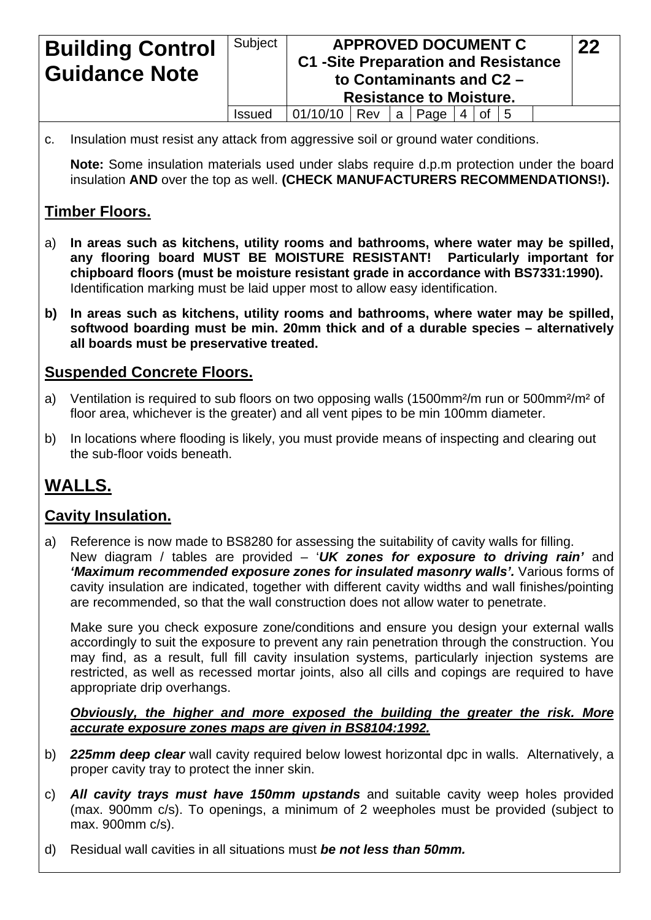c. Insulation must resist any attack from aggressive soil or ground water conditions.

**Note:** Some insulation materials used under slabs require d.p.m protection under the board insulation **AND** over the top as well. **(CHECK MANUFACTURERS RECOMMENDATIONS!).**

## Timber Floors.

a) **In areas such as kitchens, utility rooms and bathrooms, where water may be spilled, any flooring board MUST BE MOISTURE RESISTANT! Particularly important for chipboard floors (must be moisture resistant grade in accordance with BS7331:1990).** Identification marking must be laid upper most to allow easy identification.

**b) In areas such as kitchens, utility rooms and bathrooms, where water may be spilled, softwood boarding must be min. 20mm thick and of a durable species – alternatively all boards must be preservative treated.**

## Suspended Concrete Floors.

a) Ventilation is required to sub floors on two opposing walls (1500mm²/m run or 500mm²/m² of floor area, whichever is the greater) and all vent pipes to be min 100mm diameter.

b) In locations where flooding is likely, you must provide means of inspecting and clearing out the sub-floor voids beneath.

# WALLS.

## Cavity Insulation.

a) Reference is now made to BS8280 for assessing the suitability of cavity walls for filling. New diagram / tables are provided – '***UK zones for exposure to driving rain'*** and ***'Maximum recommended exposure zones for insulated masonry walls'.*** Various forms of cavity insulation are indicated, together with different cavity widths and wall finishes/pointing are recommended, so that the wall construction does not allow water to penetrate.

Make sure you check exposure zone/conditions and ensure you design your external walls accordingly to suit the exposure to prevent any rain penetration through the construction. You may find, as a result, full fill cavity insulation systems, particularly injection systems are restricted, as well as recessed mortar joints, also all cills and copings are required to have appropriate drip overhangs.

***Obviously, the higher and more exposed the building the greater the risk. More accurate exposure zones maps are given in BS8104:1992.***

b) ***225mm deep clear*** wall cavity required below lowest horizontal dpc in walls. Alternatively, a proper cavity tray to protect the inner skin.

c) ***All cavity trays must have 150mm upstands*** and suitable cavity weep holes provided (max. 900mm c/s). To openings, a minimum of 2 weepholes must be provided (subject to max. 900mm c/s).

d) Residual wall cavities in all situations must ***be not less than 50mm.***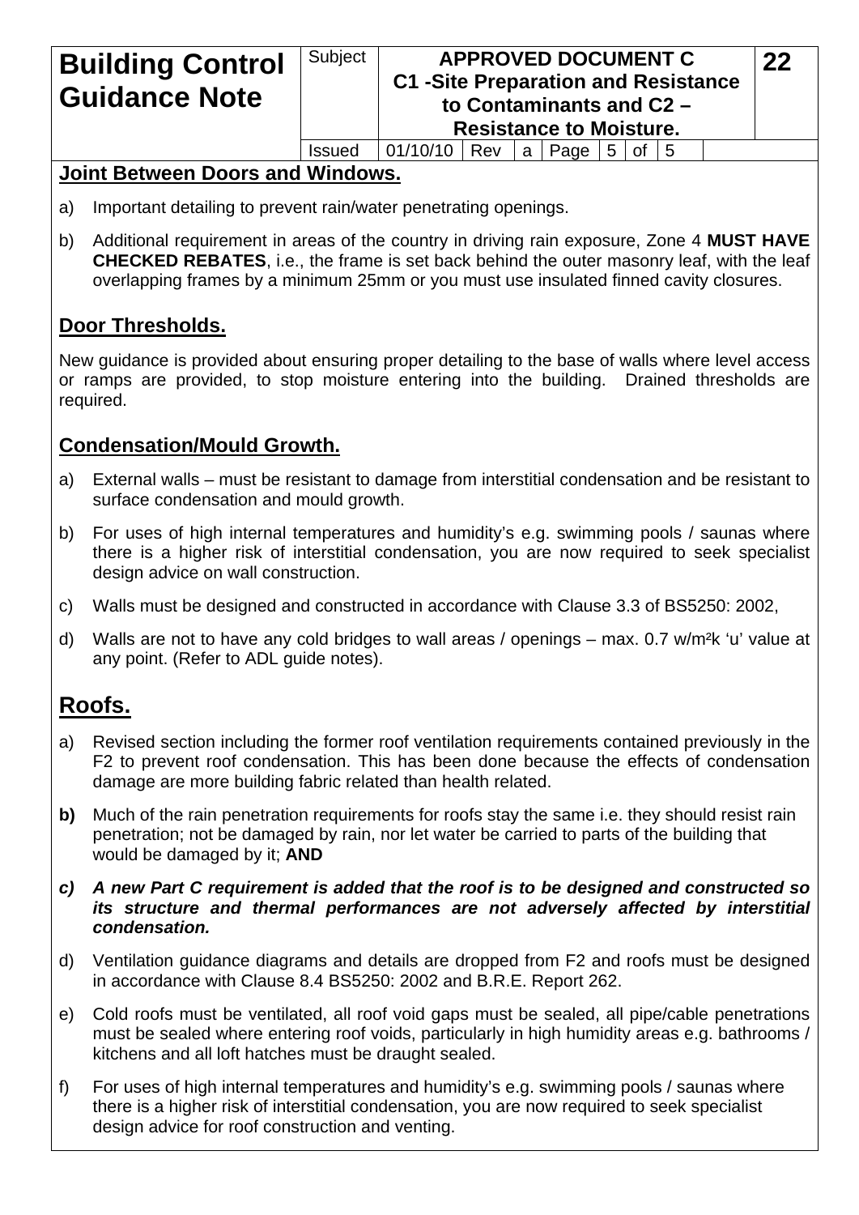## Joint Between Doors and Windows.

a) Important detailing to prevent rain/water penetrating openings.

b) Additional requirement in areas of the country in driving rain exposure, Zone 4 **MUST HAVE CHECKED REBATES**, i.e., the frame is set back behind the outer masonry leaf, with the leaf overlapping frames by a minimum 25mm or you must use insulated finned cavity closures.

## Door Thresholds.

New guidance is provided about ensuring proper detailing to the base of walls where level access or ramps are provided, to stop moisture entering into the building. Drained thresholds are required.

## Condensation/Mould Growth.

a) External walls – must be resistant to damage from interstitial condensation and be resistant to surface condensation and mould growth.

b) For uses of high internal temperatures and humidity's e.g. swimming pools / saunas where there is a higher risk of interstitial condensation, you are now required to seek specialist design advice on wall construction.

c) Walls must be designed and constructed in accordance with Clause 3.3 of BS5250: 2002,

d) Walls are not to have any cold bridges to wall areas / openings – max. 0.7 w/m²k 'u' value at any point. (Refer to ADL guide notes).

# Roofs.

a) Revised section including the former roof ventilation requirements contained previously in the F2 to prevent roof condensation. This has been done because the effects of condensation damage are more building fabric related than health related.

**b)** Much of the rain penetration requirements for roofs stay the same i.e. they should resist rain penetration; not be damaged by rain, nor let water be carried to parts of the building that would be damaged by it; **AND**

***c) A new Part C requirement is added that the roof is to be designed and constructed so its structure and thermal performances are not adversely affected by interstitial condensation.***

d) Ventilation guidance diagrams and details are dropped from F2 and roofs must be designed in accordance with Clause 8.4 BS5250: 2002 and B.R.E. Report 262.

e) Cold roofs must be ventilated, all roof void gaps must be sealed, all pipe/cable penetrations must be sealed where entering roof voids, particularly in high humidity areas e.g. bathrooms / kitchens and all loft hatches must be draught sealed.

f) For uses of high internal temperatures and humidity's e.g. swimming pools / saunas where there is a higher risk of interstitial condensation, you are now required to seek specialist design advice for roof construction and venting.